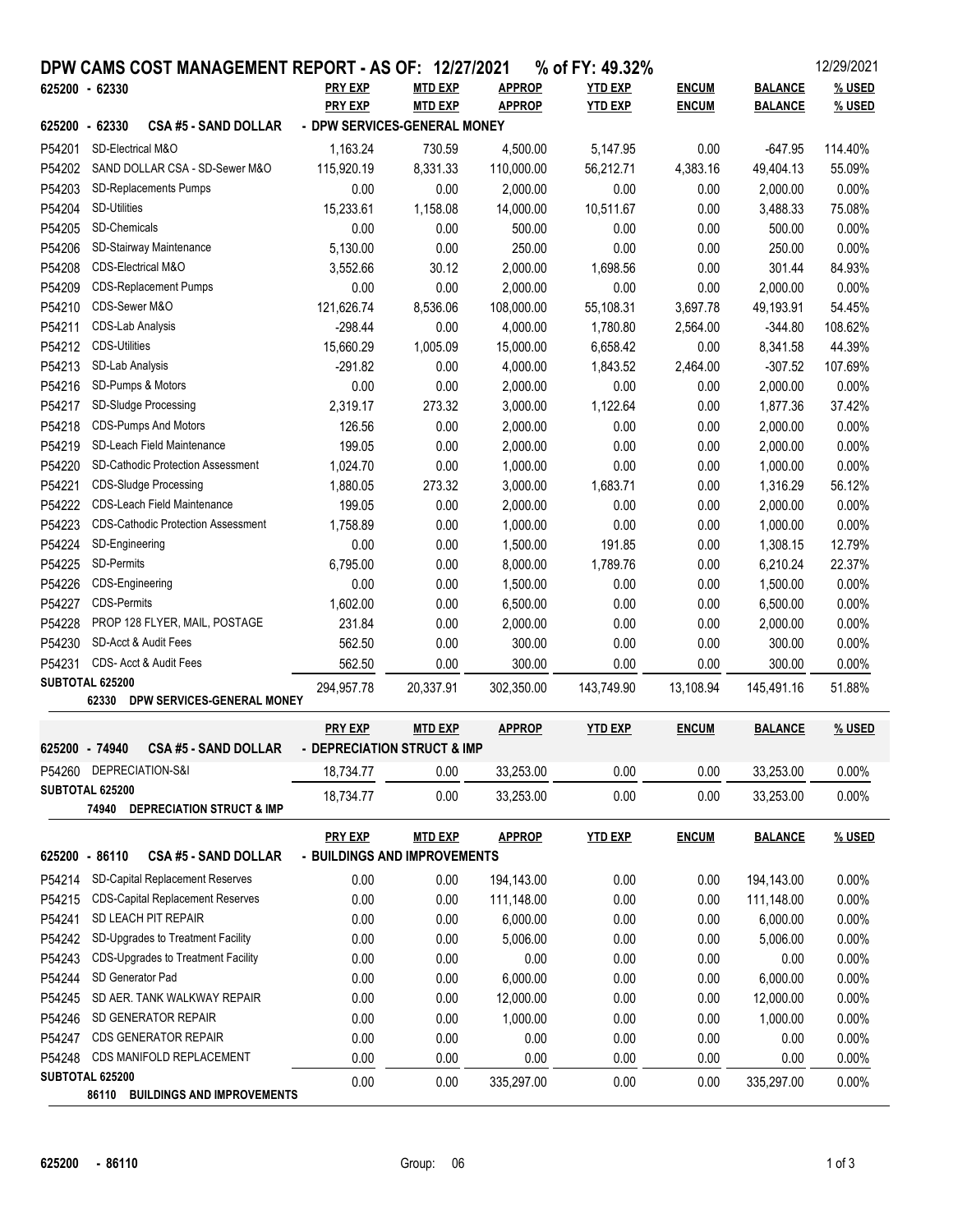# DPW CAMS COST MANAGEMENT REPORT - AS OF: 12/27/2021 % of FY: 49.32%

12/29/2021

**625200 - 62330**

## 625200 - 62330 CSA #5 - SAND DOLLAR - DPW SERVICES-GENERAL MONEY

| | | PRY EXP | MTD EXP | APPROP | YTD EXP | ENCUM | BALANCE | % USED |
|---|---|---|---|---|---|---|---|---|
| P54201 | SD-Electrical M&O | 1,163.24 | 730.59 | 4,500.00 | 5,147.95 | 0.00 | -647.95 | 114.40% |
| P54202 | SAND DOLLAR CSA - SD-Sewer M&O | 115,920.19 | 8,331.33 | 110,000.00 | 56,212.71 | 4,383.16 | 49,404.13 | 55.09% |
| P54203 | SD-Replacements Pumps | 0.00 | 0.00 | 2,000.00 | 0.00 | 0.00 | 2,000.00 | 0.00% |
| P54204 | SD-Utilities | 15,233.61 | 1,158.08 | 14,000.00 | 10,511.67 | 0.00 | 3,488.33 | 75.08% |
| P54205 | SD-Chemicals | 0.00 | 0.00 | 500.00 | 0.00 | 0.00 | 500.00 | 0.00% |
| P54206 | SD-Stairway Maintenance | 5,130.00 | 0.00 | 250.00 | 0.00 | 0.00 | 250.00 | 0.00% |
| P54208 | CDS-Electrical M&O | 3,552.66 | 30.12 | 2,000.00 | 1,698.56 | 0.00 | 301.44 | 84.93% |
| P54209 | CDS-Replacement Pumps | 0.00 | 0.00 | 2,000.00 | 0.00 | 0.00 | 2,000.00 | 0.00% |
| P54210 | CDS-Sewer M&O | 121,626.74 | 8,536.06 | 108,000.00 | 55,108.31 | 3,697.78 | 49,193.91 | 54.45% |
| P54211 | CDS-Lab Analysis | -298.44 | 0.00 | 4,000.00 | 1,780.80 | 2,564.00 | -344.80 | 108.62% |
| P54212 | CDS-Utilities | 15,660.29 | 1,005.09 | 15,000.00 | 6,658.42 | 0.00 | 8,341.58 | 44.39% |
| P54213 | SD-Lab Analysis | -291.82 | 0.00 | 4,000.00 | 1,843.52 | 2,464.00 | -307.52 | 107.69% |
| P54216 | SD-Pumps & Motors | 0.00 | 0.00 | 2,000.00 | 0.00 | 0.00 | 2,000.00 | 0.00% |
| P54217 | SD-Sludge Processing | 2,319.17 | 273.32 | 3,000.00 | 1,122.64 | 0.00 | 1,877.36 | 37.42% |
| P54218 | CDS-Pumps And Motors | 126.56 | 0.00 | 2,000.00 | 0.00 | 0.00 | 2,000.00 | 0.00% |
| P54219 | SD-Leach Field Maintenance | 199.05 | 0.00 | 2,000.00 | 0.00 | 0.00 | 2,000.00 | 0.00% |
| P54220 | SD-Cathodic Protection Assessment | 1,024.70 | 0.00 | 1,000.00 | 0.00 | 0.00 | 1,000.00 | 0.00% |
| P54221 | CDS-Sludge Processing | 1,880.05 | 273.32 | 3,000.00 | 1,683.71 | 0.00 | 1,316.29 | 56.12% |
| P54222 | CDS-Leach Field Maintenance | 199.05 | 0.00 | 2,000.00 | 0.00 | 0.00 | 2,000.00 | 0.00% |
| P54223 | CDS-Cathodic Protection Assessment | 1,758.89 | 0.00 | 1,000.00 | 0.00 | 0.00 | 1,000.00 | 0.00% |
| P54224 | SD-Engineering | 0.00 | 0.00 | 1,500.00 | 191.85 | 0.00 | 1,308.15 | 12.79% |
| P54225 | SD-Permits | 6,795.00 | 0.00 | 8,000.00 | 1,789.76 | 0.00 | 6,210.24 | 22.37% |
| P54226 | CDS-Engineering | 0.00 | 0.00 | 1,500.00 | 0.00 | 0.00 | 1,500.00 | 0.00% |
| P54227 | CDS-Permits | 1,602.00 | 0.00 | 6,500.00 | 0.00 | 0.00 | 6,500.00 | 0.00% |
| P54228 | PROP 128 FLYER, MAIL, POSTAGE | 231.84 | 0.00 | 2,000.00 | 0.00 | 0.00 | 2,000.00 | 0.00% |
| P54230 | SD-Acct & Audit Fees | 562.50 | 0.00 | 300.00 | 0.00 | 0.00 | 300.00 | 0.00% |
| P54231 | CDS- Acct & Audit Fees | 562.50 | 0.00 | 300.00 | 0.00 | 0.00 | 300.00 | 0.00% |
| **SUBTOTAL 625200** | **62330 DPW SERVICES-GENERAL MONEY** | 294,957.78 | 20,337.91 | 302,350.00 | 143,749.90 | 13,108.94 | 145,491.16 | 51.88% |

## 625200 - 74940 CSA #5 - SAND DOLLAR - DEPRECIATION STRUCT & IMP

| | | PRY EXP | MTD EXP | APPROP | YTD EXP | ENCUM | BALANCE | % USED |
|---|---|---|---|---|---|---|---|---|
| P54260 | DEPRECIATION-S&I | 18,734.77 | 0.00 | 33,253.00 | 0.00 | 0.00 | 33,253.00 | 0.00% |
| **SUBTOTAL 625200** | **74940 DEPRECIATION STRUCT & IMP** | 18,734.77 | 0.00 | 33,253.00 | 0.00 | 0.00 | 33,253.00 | 0.00% |

## 625200 - 86110 CSA #5 - SAND DOLLAR - BUILDINGS AND IMPROVEMENTS

| | | PRY EXP | MTD EXP | APPROP | YTD EXP | ENCUM | BALANCE | % USED |
|---|---|---|---|---|---|---|---|---|
| P54214 | SD-Capital Replacement Reserves | 0.00 | 0.00 | 194,143.00 | 0.00 | 0.00 | 194,143.00 | 0.00% |
| P54215 | CDS-Capital Replacement Reserves | 0.00 | 0.00 | 111,148.00 | 0.00 | 0.00 | 111,148.00 | 0.00% |
| P54241 | SD LEACH PIT REPAIR | 0.00 | 0.00 | 6,000.00 | 0.00 | 0.00 | 6,000.00 | 0.00% |
| P54242 | SD-Upgrades to Treatment Facility | 0.00 | 0.00 | 5,006.00 | 0.00 | 0.00 | 5,006.00 | 0.00% |
| P54243 | CDS-Upgrades to Treatment Facility | 0.00 | 0.00 | 0.00 | 0.00 | 0.00 | 0.00 | 0.00% |
| P54244 | SD Generator Pad | 0.00 | 0.00 | 6,000.00 | 0.00 | 0.00 | 6,000.00 | 0.00% |
| P54245 | SD AER. TANK WALKWAY REPAIR | 0.00 | 0.00 | 12,000.00 | 0.00 | 0.00 | 12,000.00 | 0.00% |
| P54246 | SD GENERATOR REPAIR | 0.00 | 0.00 | 1,000.00 | 0.00 | 0.00 | 1,000.00 | 0.00% |
| P54247 | CDS GENERATOR REPAIR | 0.00 | 0.00 | 0.00 | 0.00 | 0.00 | 0.00 | 0.00% |
| P54248 | CDS MANIFOLD REPLACEMENT | 0.00 | 0.00 | 0.00 | 0.00 | 0.00 | 0.00 | 0.00% |
| **SUBTOTAL 625200** | **86110 BUILDINGS AND IMPROVEMENTS** | 0.00 | 0.00 | 335,297.00 | 0.00 | 0.00 | 335,297.00 | 0.00% |

625200 - 86110 Group: 06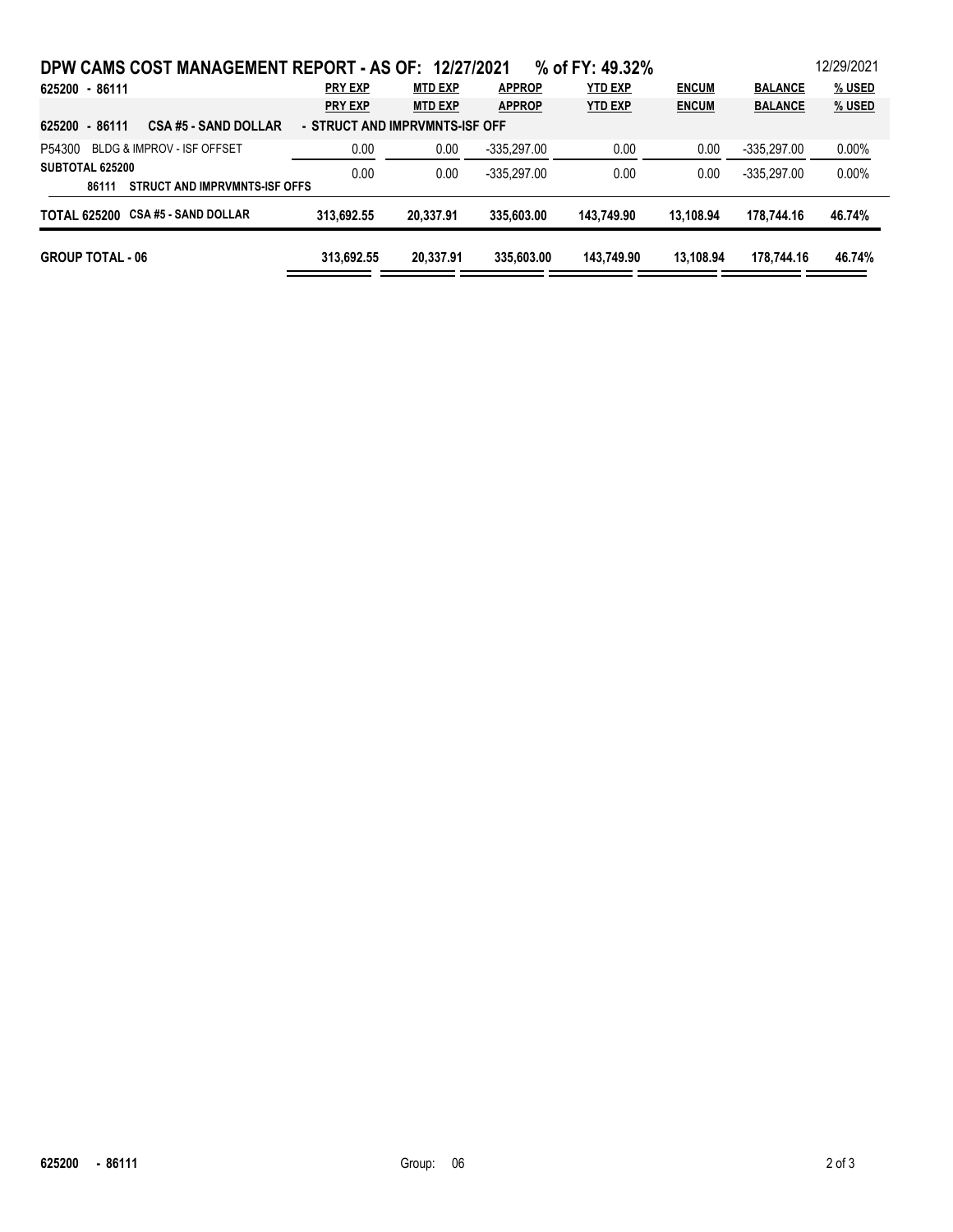# DPW CAMS COST MANAGEMENT REPORT - AS OF: 12/27/2021 % of FY: 49.32%

12/29/2021

| 625200 - 86111 | PRY EXP | MTD EXP | APPROP | YTD EXP | ENCUM | BALANCE | % USED |
|---|---|---|---|---|---|---|---|
| | **PRY EXP** | **MTD EXP** | **APPROP** | **YTD EXP** | **ENCUM** | **BALANCE** | **% USED** |
| **625200 - 86111 CSA #5 - SAND DOLLAR** | **- STRUCT AND IMPRVMNTS-ISF OFF** | | | | | | |
| P54300 BLDG & IMPROV - ISF OFFSET | 0.00 | 0.00 | -335,297.00 | 0.00 | 0.00 | -335,297.00 | 0.00% |
| **SUBTOTAL 625200 86111 STRUCT AND IMPRVMNTS-ISF OFFS** | 0.00 | 0.00 | -335,297.00 | 0.00 | 0.00 | -335,297.00 | 0.00% |
| **TOTAL 625200 CSA #5 - SAND DOLLAR** | **313,692.55** | **20,337.91** | **335,603.00** | **143,749.90** | **13,108.94** | **178,744.16** | **46.74%** |
| **GROUP TOTAL - 06** | **313,692.55** | **20,337.91** | **335,603.00** | **143,749.90** | **13,108.94** | **178,744.16** | **46.74%** |

**625200 - 86111** Group: 06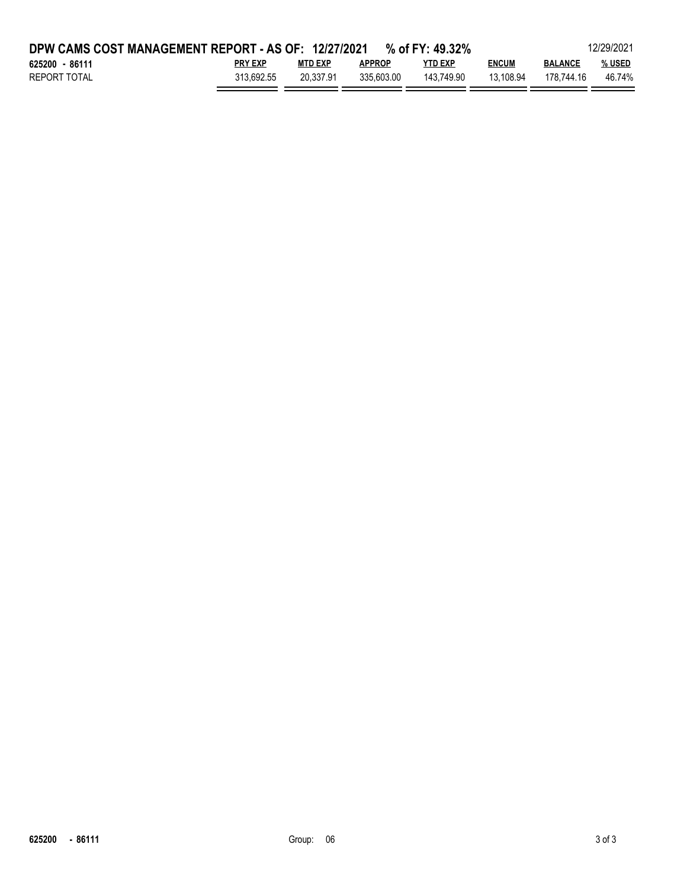**DPW CAMS COST MANAGEMENT REPORT - AS OF: 12/27/2021 % of FY: 49.32%** 12/29/2021

| 625200 - 86111 | PRY EXP | MTD EXP | APPROP | YTD EXP | ENCUM | BALANCE | % USED |
|---|---|---|---|---|---|---|---|
| REPORT TOTAL | 313,692.55 | 20,337.91 | 335,603.00 | 143,749.90 | 13,108.94 | 178,744.16 | 46.74% |

**625200 - 86111** Group: 06